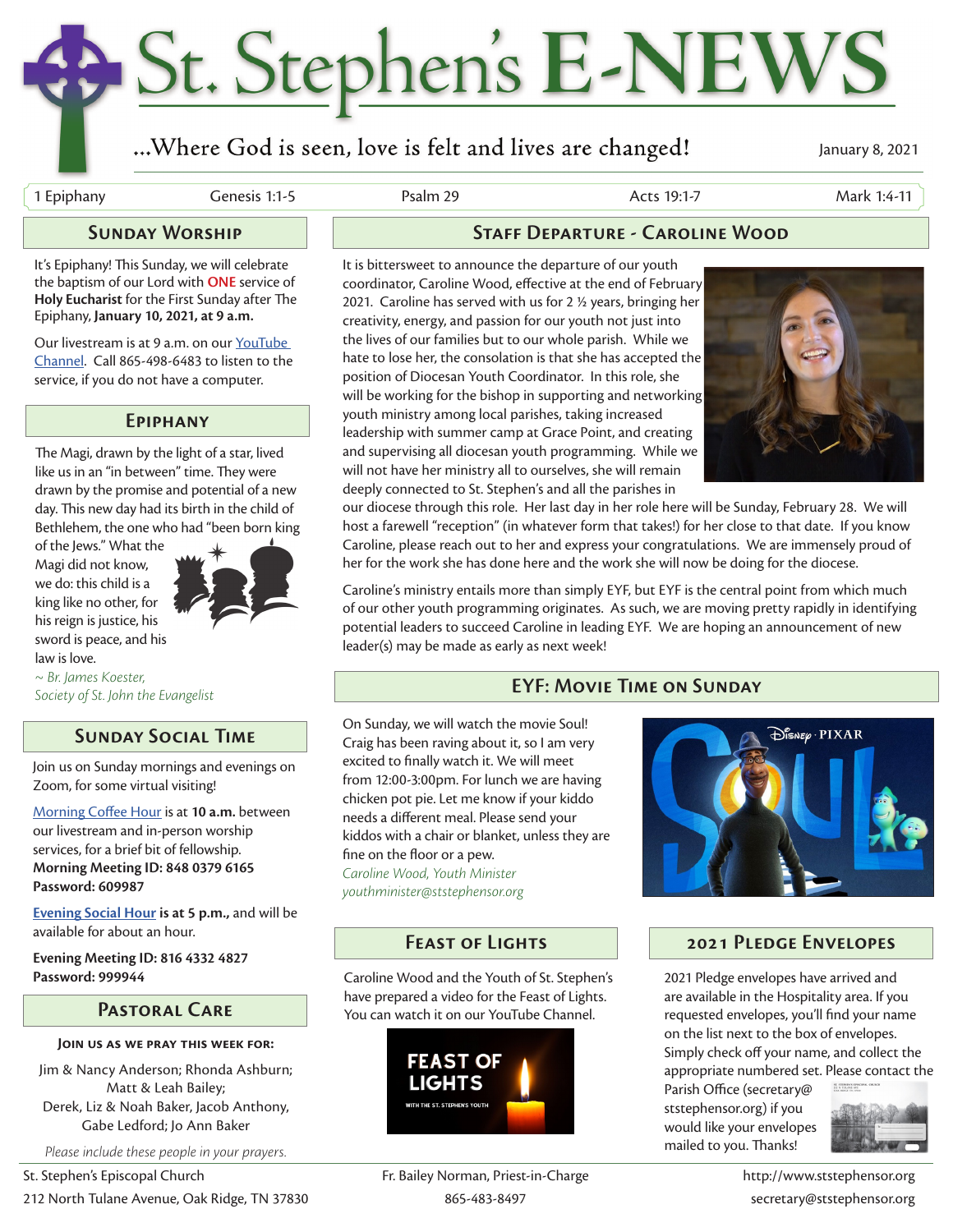# St. Stephen's E-NEWS

*...Where God is seen, love is felt and lives are changed!*

January 8, 2021

| 1 Epiphany | Genesis 1:1-5 | Psalm 29 | Acts 19:1-7 | Mark 1:4-11 |
|---|---|---|---|---|

## Sunday Worship

It's Epiphany! This Sunday, we will celebrate the baptism of our Lord with **ONE** service of **Holy Eucharist** for the First Sunday after The Epiphany, **January 10, 2021, at 9 a.m.**

Our livestream is at 9 a.m. on our YouTube Channel. Call 865-498-6483 to listen to the service, if you do not have a computer.

## Epiphany

The Magi, drawn by the light of a star, lived like us in an "in between" time. They were drawn by the promise and potential of a new day. This new day had its birth in the child of Bethlehem, the one who had "been born king of the Jews." What the Magi did not know, we do: this child is a king like no other, for his reign is justice, his sword is peace, and his law is love.

*~ Br. James Koester, Society of St. John the Evangelist*

## Sunday Social Time

Join us on Sunday mornings and evenings on Zoom, for some virtual visiting!

Morning Coffee Hour is at **10 a.m.** between our livestream and in-person worship services, for a brief bit of fellowship.
**Morning Meeting ID: 848 0379 6165**
**Password: 609987**

**Evening Social Hour is at 5 p.m.,** and will be available for about an hour.

**Evening Meeting ID: 816 4332 4827**
**Password: 999944**

## Pastoral Care

**Join us as we pray this week for:**

Jim & Nancy Anderson; Rhonda Ashburn; Matt & Leah Bailey; Derek, Liz & Noah Baker, Jacob Anthony, Gabe Ledford; Jo Ann Baker

*Please include these people in your prayers.*

## Staff Departure - Caroline Wood

It is bittersweet to announce the departure of our youth coordinator, Caroline Wood, effective at the end of February 2021. Caroline has served with us for 2 ½ years, bringing her creativity, energy, and passion for our youth not just into the lives of our families but to our whole parish. While we hate to lose her, the consolation is that she has accepted the position of Diocesan Youth Coordinator. In this role, she will be working for the bishop in supporting and networking youth ministry among local parishes, taking increased leadership with summer camp at Grace Point, and creating and supervising all diocesan youth programming. While we will not have her ministry all to ourselves, she will remain deeply connected to St. Stephen's and all the parishes in our diocese through this role. Her last day in her role here will be Sunday, February 28. We will host a farewell "reception" (in whatever form that takes!) for her close to that date. If you know Caroline, please reach out to her and express your congratulations. We are immensely proud of her for the work she has done here and the work she will now be doing for the diocese.

Caroline's ministry entails more than simply EYF, but EYF is the central point from which much of our other youth programming originates. As such, we are moving pretty rapidly in identifying potential leaders to succeed Caroline in leading EYF. We are hoping an announcement of new leader(s) may be made as early as next week!

## EYF: Movie Time on Sunday

On Sunday, we will watch the movie Soul! Craig has been raving about it, so I am very excited to finally watch it. We will meet from 12:00-3:00pm. For lunch we are having chicken pot pie. Let me know if your kiddo needs a different meal. Please send your kiddos with a chair or blanket, unless they are fine on the floor or a pew.

*Caroline Wood, Youth Minister*
*youthminister@ststephensor.org*

## Feast of Lights

Caroline Wood and the Youth of St. Stephen's have prepared a video for the Feast of Lights. You can watch it on our YouTube Channel.

## 2021 Pledge Envelopes

2021 Pledge envelopes have arrived and are available in the Hospitality area. If you requested envelopes, you'll find your name on the list next to the box of envelopes. Simply check off your name, and collect the appropriate numbered set. Please contact the Parish Office (secretary@ststephensor.org) if you would like your envelopes mailed to you. Thanks!

St. Stephen's Episcopal Church
212 North Tulane Avenue, Oak Ridge, TN 37830

Fr. Bailey Norman, Priest-in-Charge
865-483-8497

http://www.ststephensor.org
secretary@ststephensor.org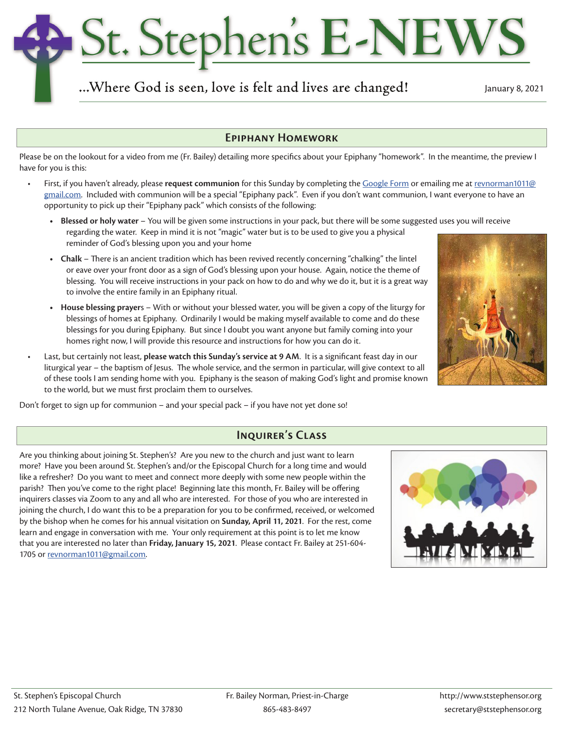# St. Stephen's E-NEWS

…Where God is seen, love is felt and lives are changed!

January 8, 2021

## Epiphany Homework

Please be on the lookout for a video from me (Fr. Bailey) detailing more specifics about your Epiphany "homework". In the meantime, the preview I have for you is this:

- First, if you haven't already, please **request communion** for this Sunday by completing the Google Form or emailing me at revnorman1011@gmail.com. Included with communion will be a special "Epiphany pack". Even if you don't want communion, I want everyone to have an opportunity to pick up their "Epiphany pack" which consists of the following:
  - **Blessed or holy water** – You will be given some instructions in your pack, but there will be some suggested uses you will receive regarding the water. Keep in mind it is not "magic" water but is to be used to give you a physical reminder of God's blessing upon you and your home
  - **Chalk** – There is an ancient tradition which has been revived recently concerning "chalking" the lintel or eave over your front door as a sign of God's blessing upon your house. Again, notice the theme of blessing. You will receive instructions in your pack on how to do and why we do it, but it is a great way to involve the entire family in an Epiphany ritual.
  - **House blessing prayer**s – With or without your blessed water, you will be given a copy of the liturgy for blessings of homes at Epiphany. Ordinarily I would be making myself available to come and do these blessings for you during Epiphany. But since I doubt you want anyone but family coming into your homes right now, I will provide this resource and instructions for how you can do it.
- Last, but certainly not least, **please watch this Sunday's service at 9 AM**. It is a significant feast day in our liturgical year – the baptism of Jesus. The whole service, and the sermon in particular, will give context to all of these tools I am sending home with you. Epiphany is the season of making God's light and promise known to the world, but we must first proclaim them to ourselves.

Don't forget to sign up for communion – and your special pack – if you have not yet done so!

## Inquirer's Class

Are you thinking about joining St. Stephen's? Are you new to the church and just want to learn more? Have you been around St. Stephen's and/or the Episcopal Church for a long time and would like a refresher? Do you want to meet and connect more deeply with some new people within the parish? Then you've come to the right place! Beginning late this month, Fr. Bailey will be offering inquirers classes via Zoom to any and all who are interested. For those of you who are interested in joining the church, I do want this to be a preparation for you to be confirmed, received, or welcomed by the bishop when he comes for his annual visitation on **Sunday, April 11, 2021**. For the rest, come learn and engage in conversation with me. Your only requirement at this point is to let me know that you are interested no later than **Friday, January 15, 2021**. Please contact Fr. Bailey at 251-604-1705 or revnorman1011@gmail.com.

St. Stephen's Episcopal Church
212 North Tulane Avenue, Oak Ridge, TN 37830

Fr. Bailey Norman, Priest-in-Charge
865-483-8497

http://www.ststephensor.org
secretary@ststephensor.org